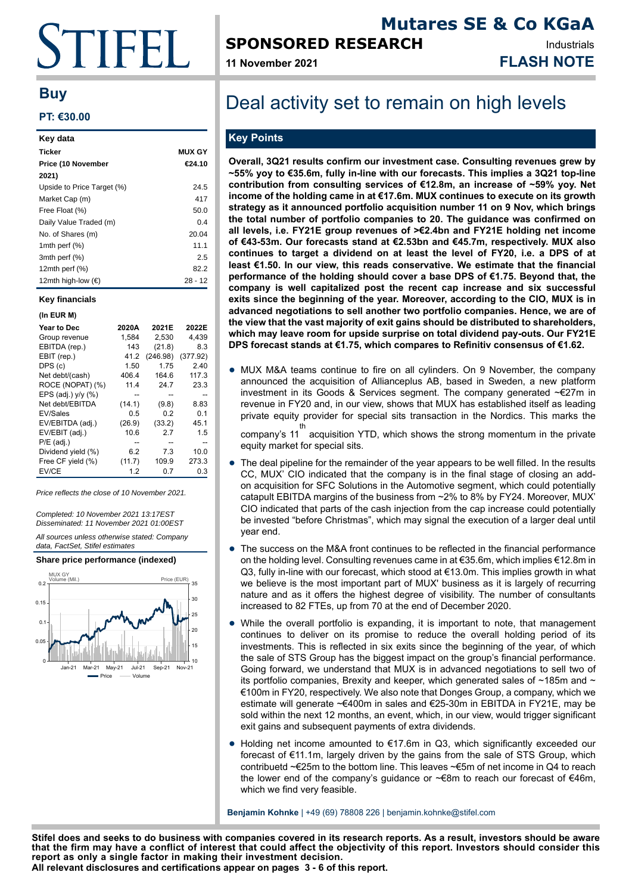# Mutares SE & Co KGaA

## SPONSORED RESEARCH

Industrials

**11 November 2021**

**FLASH NOTE**

## Buy

**PT: €30.00**

| Key data | |
|---|---|
| **Ticker** | **MUX GY** |
| **Price (10 November 2021)** | **€24.10** |
| Upside to Price Target (%) | 24.5 |
| Market Cap (m) | 417 |
| Free Float (%) | 50.0 |
| Daily Value Traded (m) | 0.4 |
| No. of Shares (m) | 20.04 |
| 1mth perf (%) | 11.1 |
| 3mth perf (%) | 2.5 |
| 12mth perf (%) | 82.2 |
| 12mth high-low (€) | 28 - 12 |

**Key financials**

**(In EUR M)**

| Year to Dec | 2020A | 2021E | 2022E |
|---|---|---|---|
| Group revenue | 1,584 | 2,530 | 4,439 |
| EBITDA (rep.) | 143 | (21.8) | 8.3 |
| EBIT (rep.) | 41.2 | (246.98) | (377.92) |
| DPS (c) | 1.50 | 1.75 | 2.40 |
| Net debt/(cash) | 406.4 | 164.6 | 117.3 |
| ROCE (NOPAT) (%) | 11.4 | 24.7 | 23.3 |
| EPS (adj.) y/y (%) | -- | -- | -- |
| Net debt/EBITDA | (14.1) | (9.8) | 8.83 |
| EV/Sales | 0.5 | 0.2 | 0.1 |
| EV/EBITDA (adj.) | (26.9) | (33.2) | 45.1 |
| EV/EBIT (adj.) | 10.6 | 2.7 | 1.5 |
| P/E (adj.) | -- | -- | -- |
| Dividend yield (%) | 6.2 | 7.3 | 10.0 |
| Free CF yield (%) | (11.7) | 109.9 | 273.3 |
| EV/CE | 1.2 | 0.7 | 0.3 |

*Price reflects the close of 10 November 2021.*

*Completed: 10 November 2021 13:17EST*
*Disseminated: 11 November 2021 01:00EST*

*All sources unless otherwise stated: Company data, FactSet, Stifel estimates*

**Share price performance (indexed)**

# Deal activity set to remain on high levels

## Key Points

**Overall, 3Q21 results confirm our investment case. Consulting revenues grew by ~55% yoy to €35.6m, fully in-line with our forecasts. This implies a 3Q21 top-line contribution from consulting services of €12.8m, an increase of ~59% yoy. Net income of the holding came in at €17.6m. MUX continues to execute on its growth strategy as it announced portfolio acquisition number 11 on 9 Nov, which brings the total number of portfolio companies to 20. The guidance was confirmed on all levels, i.e. FY21E group revenues of >€2.4bn and FY21E holding net income of €43-53m. Our forecasts stand at €2.53bn and €45.7m, respectively. MUX also continues to target a dividend on at least the level of FY20, i.e. a DPS of at least €1.50. In our view, this reads conservative. We estimate that the financial performance of the holding should cover a base DPS of €1.75. Beyond that, the company is well capitalized post the recent cap increase and six successful exits since the beginning of the year. Moreover, according to the CIO, MUX is in advanced negotiations to sell another two portfolio companies. Hence, we are of the view that the vast majority of exit gains should be distributed to shareholders, which may leave room for upside surprise on total dividend pay-outs. Our FY21E DPS forecast stands at €1.75, which compares to Refinitiv consensus of €1.62.**

- MUX M&A teams continue to fire on all cylinders. On 9 November, the company announced the acquisition of Allianceplus AB, based in Sweden, a new platform investment in its Goods & Services segment. The company generated ~€27m in revenue in FY20 and, in our view, shows that MUX has established itself as leading private equity provider for special sits transaction in the Nordics. This marks the company's 11th acquisition YTD, which shows the strong momentum in the private equity market for special sits.
- The deal pipeline for the remainder of the year appears to be well filled. In the results CC, MUX' CIO indicated that the company is in the final stage of closing an add-on acquisition for SFC Solutions in the Automotive segment, which could potentially catapult EBITDA margins of the business from ~2% to 8% by FY24. Moreover, MUX' CIO indicated that parts of the cash injection from the cap increase could potentially be invested "before Christmas", which may signal the execution of a larger deal until year end.
- The success on the M&A front continues to be reflected in the financial performance on the holding level. Consulting revenues came in at €35.6m, which implies €12.8m in Q3, fully in-line with our forecast, which stood at €13.0m. This implies growth in what we believe is the most important part of MUX' business as it is largely of recurring nature and as it offers the highest degree of visibility. The number of consultants increased to 82 FTEs, up from 70 at the end of December 2020.
- While the overall portfolio is expanding, it is important to note, that management continues to deliver on its promise to reduce the overall holding period of its investments. This is reflected in six exits since the beginning of the year, of which the sale of STS Group has the biggest impact on the group's financial performance. Going forward, we understand that MUX is in advanced negotiations to sell two of its portfolio companies, Brexity and keeper, which generated sales of ~185m and ~€100m in FY20, respectively. We also note that Donges Group, a company, which we estimate will generate ~€400m in sales and €25-30m in EBITDA in FY21E, may be sold within the next 12 months, an event, which, in our view, would trigger significant exit gains and subsequent payments of extra dividends.
- Holding net income amounted to €17.6m in Q3, which significantly exceeded our forecast of €11.1m, largely driven by the gains from the sale of STS Group, which contribuetd ~€25m to the bottom line. This leaves ~€5m of net income in Q4 to reach the lower end of the company's guidance or ~€8m to reach our forecast of €46m, which we find very feasible.

**Benjamin Kohnke** | +49 (69) 78808 226 | benjamin.kohnke@stifel.com

**Stifel does and seeks to do business with companies covered in its research reports. As a result, investors should be aware that the firm may have a conflict of interest that could affect the objectivity of this report. Investors should consider this report as only a single factor in making their investment decision.**
**All relevant disclosures and certifications appear on pages 3 - 6 of this report.**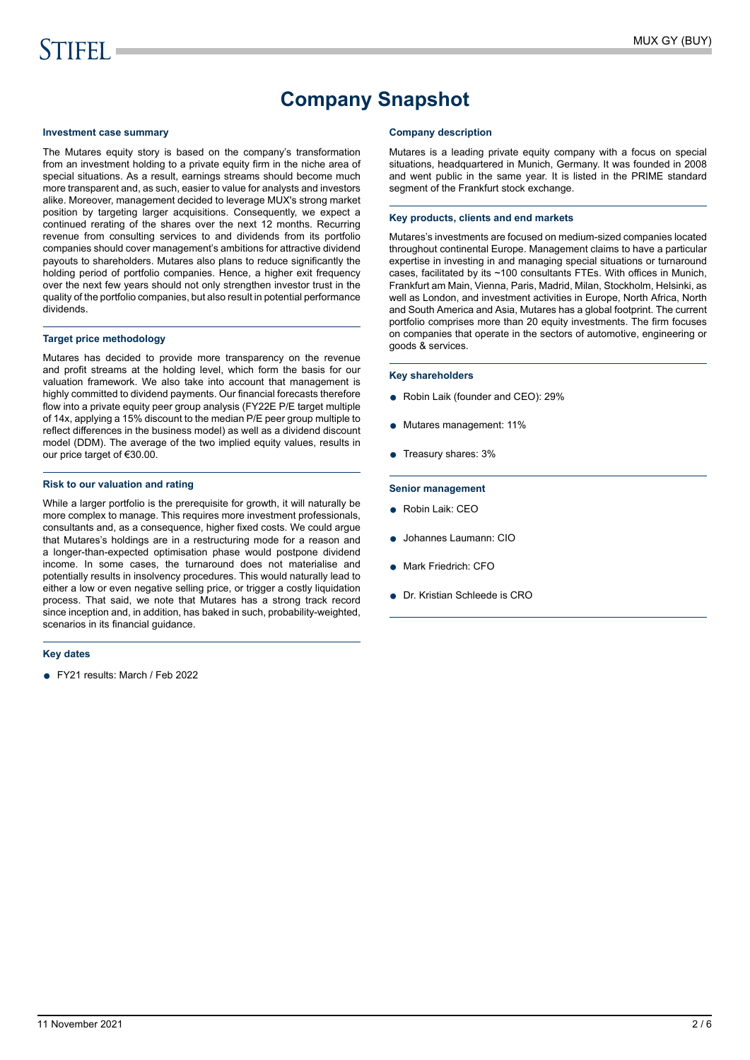# Company Snapshot

### Investment case summary

The Mutares equity story is based on the company's transformation from an investment holding to a private equity firm in the niche area of special situations. As a result, earnings streams should become much more transparent and, as such, easier to value for analysts and investors alike. Moreover, management decided to leverage MUX's strong market position by targeting larger acquisitions. Consequently, we expect a continued rerating of the shares over the next 12 months. Recurring revenue from consulting services to and dividends from its portfolio companies should cover management's ambitions for attractive dividend payouts to shareholders. Mutares also plans to reduce significantly the holding period of portfolio companies. Hence, a higher exit frequency over the next few years should not only strengthen investor trust in the quality of the portfolio companies, but also result in potential performance dividends.

### Target price methodology

Mutares has decided to provide more transparency on the revenue and profit streams at the holding level, which form the basis for our valuation framework. We also take into account that management is highly committed to dividend payments. Our financial forecasts therefore flow into a private equity peer group analysis (FY22E P/E target multiple of 14x, applying a 15% discount to the median P/E peer group multiple to reflect differences in the business model) as well as a dividend discount model (DDM). The average of the two implied equity values, results in our price target of €30.00.

### Risk to our valuation and rating

While a larger portfolio is the prerequisite for growth, it will naturally be more complex to manage. This requires more investment professionals, consultants and, as a consequence, higher fixed costs. We could argue that Mutares's holdings are in a restructuring mode for a reason and a longer-than-expected optimisation phase would postpone dividend income. In some cases, the turnaround does not materialise and potentially results in insolvency procedures. This would naturally lead to either a low or even negative selling price, or trigger a costly liquidation process. That said, we note that Mutares has a strong track record since inception and, in addition, has baked in such, probability-weighted, scenarios in its financial guidance.

### Key dates

- FY21 results: March / Feb 2022

### Company description

Mutares is a leading private equity company with a focus on special situations, headquartered in Munich, Germany. It was founded in 2008 and went public in the same year. It is listed in the PRIME standard segment of the Frankfurt stock exchange.

### Key products, clients and end markets

Mutares's investments are focused on medium-sized companies located throughout continental Europe. Management claims to have a particular expertise in investing in and managing special situations or turnaround cases, facilitated by its ~100 consultants FTEs. With offices in Munich, Frankfurt am Main, Vienna, Paris, Madrid, Milan, Stockholm, Helsinki, as well as London, and investment activities in Europe, North Africa, North and South America and Asia, Mutares has a global footprint. The current portfolio comprises more than 20 equity investments. The firm focuses on companies that operate in the sectors of automotive, engineering or goods & services.

### Key shareholders

- Robin Laik (founder and CEO): 29%
- Mutares management: 11%
- Treasury shares: 3%

### Senior management

- Robin Laik: CEO
- Johannes Laumann: CIO
- Mark Friedrich: CFO
- Dr. Kristian Schleede is CRO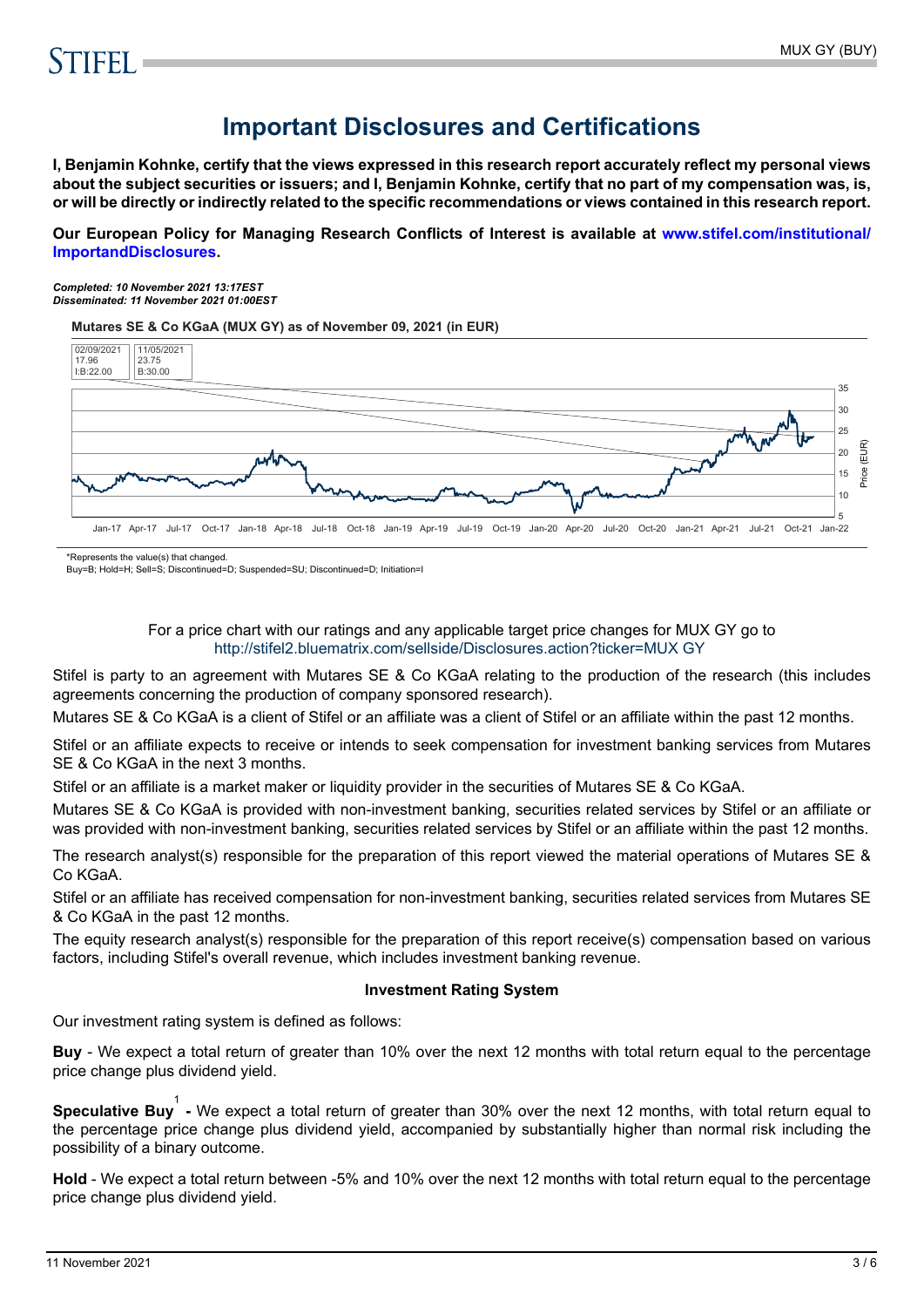# Important Disclosures and Certifications

**I, Benjamin Kohnke, certify that the views expressed in this research report accurately reflect my personal views about the subject securities or issuers; and I, Benjamin Kohnke, certify that no part of my compensation was, is, or will be directly or indirectly related to the specific recommendations or views contained in this research report.**

**Our European Policy for Managing Research Conflicts of Interest is available at www.stifel.com/institutional/ImportandDisclosures.**

***Completed: 10 November 2021 13:17EST***
***Disseminated: 11 November 2021 01:00EST***

**Mutares SE & Co KGaA (MUX GY) as of November 09, 2021 (in EUR)**

| Date | Price | Rating/Target |
|---|---|---|
| 02/09/2021 | 17.96 | I:B:22.00 |
| 11/05/2021 | 23.75 | B:30.00 |

*Represents the value(s) that changed.
Buy=B; Hold=H; Sell=S; Discontinued=D; Suspended=SU; Discontinued=D; Initiation=I

For a price chart with our ratings and any applicable target price changes for MUX GY go to http://stifel2.bluematrix.com/sellside/Disclosures.action?ticker=MUX GY

Stifel is party to an agreement with Mutares SE & Co KGaA relating to the production of the research (this includes agreements concerning the production of company sponsored research).

Mutares SE & Co KGaA is a client of Stifel or an affiliate was a client of Stifel or an affiliate within the past 12 months.

Stifel or an affiliate expects to receive or intends to seek compensation for investment banking services from Mutares SE & Co KGaA in the next 3 months.

Stifel or an affiliate is a market maker or liquidity provider in the securities of Mutares SE & Co KGaA.

Mutares SE & Co KGaA is provided with non-investment banking, securities related services by Stifel or an affiliate or was provided with non-investment banking, securities related services by Stifel or an affiliate within the past 12 months.

The research analyst(s) responsible for the preparation of this report viewed the material operations of Mutares SE & Co KGaA.

Stifel or an affiliate has received compensation for non-investment banking, securities related services from Mutares SE & Co KGaA in the past 12 months.

The equity research analyst(s) responsible for the preparation of this report receive(s) compensation based on various factors, including Stifel's overall revenue, which includes investment banking revenue.

**Investment Rating System**

Our investment rating system is defined as follows:

**Buy** - We expect a total return of greater than 10% over the next 12 months with total return equal to the percentage price change plus dividend yield.

**Speculative Buy**[1] **-** We expect a total return of greater than 30% over the next 12 months, with total return equal to the percentage price change plus dividend yield, accompanied by substantially higher than normal risk including the possibility of a binary outcome.

**Hold** - We expect a total return between -5% and 10% over the next 12 months with total return equal to the percentage price change plus dividend yield.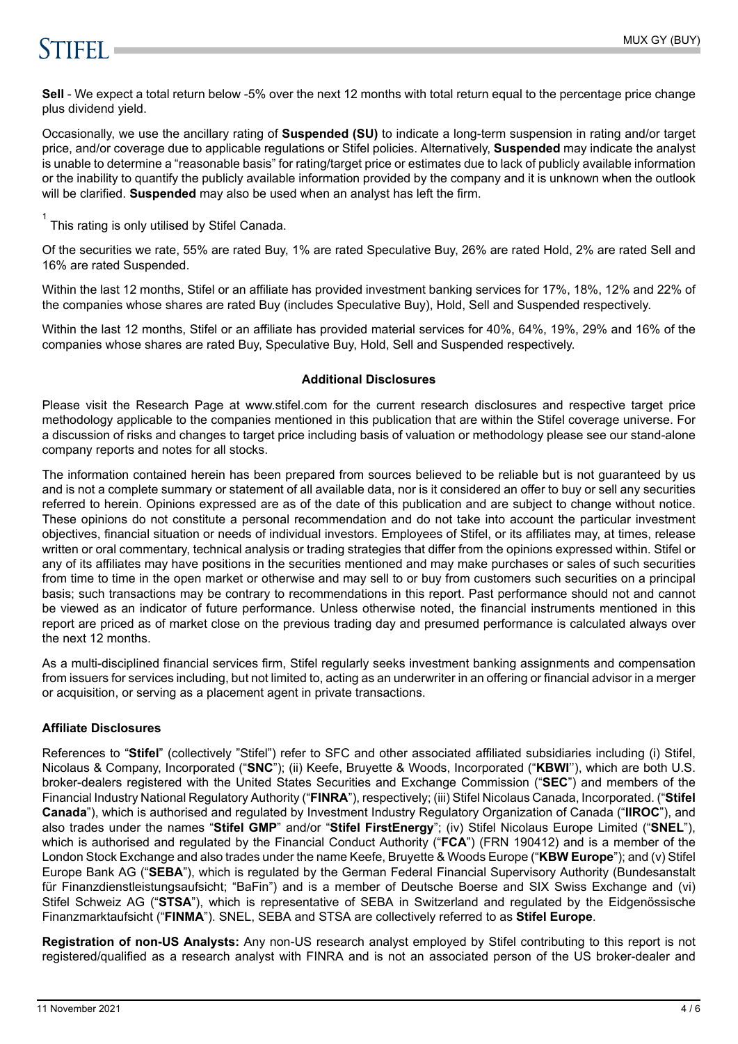**Sell** - We expect a total return below -5% over the next 12 months with total return equal to the percentage price change plus dividend yield.

Occasionally, we use the ancillary rating of **Suspended (SU)** to indicate a long-term suspension in rating and/or target price, and/or coverage due to applicable regulations or Stifel policies. Alternatively, **Suspended** may indicate the analyst is unable to determine a "reasonable basis" for rating/target price or estimates due to lack of publicly available information or the inability to quantify the publicly available information provided by the company and it is unknown when the outlook will be clarified. **Suspended** may also be used when an analyst has left the firm.

[1] This rating is only utilised by Stifel Canada.

Of the securities we rate, 55% are rated Buy, 1% are rated Speculative Buy, 26% are rated Hold, 2% are rated Sell and 16% are rated Suspended.

Within the last 12 months, Stifel or an affiliate has provided investment banking services for 17%, 18%, 12% and 22% of the companies whose shares are rated Buy (includes Speculative Buy), Hold, Sell and Suspended respectively.

Within the last 12 months, Stifel or an affiliate has provided material services for 40%, 64%, 19%, 29% and 16% of the companies whose shares are rated Buy, Speculative Buy, Hold, Sell and Suspended respectively.

**Additional Disclosures**

Please visit the Research Page at www.stifel.com for the current research disclosures and respective target price methodology applicable to the companies mentioned in this publication that are within the Stifel coverage universe. For a discussion of risks and changes to target price including basis of valuation or methodology please see our stand-alone company reports and notes for all stocks.

The information contained herein has been prepared from sources believed to be reliable but is not guaranteed by us and is not a complete summary or statement of all available data, nor is it considered an offer to buy or sell any securities referred to herein. Opinions expressed are as of the date of this publication and are subject to change without notice. These opinions do not constitute a personal recommendation and do not take into account the particular investment objectives, financial situation or needs of individual investors. Employees of Stifel, or its affiliates may, at times, release written or oral commentary, technical analysis or trading strategies that differ from the opinions expressed within. Stifel or any of its affiliates may have positions in the securities mentioned and may make purchases or sales of such securities from time to time in the open market or otherwise and may sell to or buy from customers such securities on a principal basis; such transactions may be contrary to recommendations in this report. Past performance should not and cannot be viewed as an indicator of future performance. Unless otherwise noted, the financial instruments mentioned in this report are priced as of market close on the previous trading day and presumed performance is calculated always over the next 12 months.

As a multi-disciplined financial services firm, Stifel regularly seeks investment banking assignments and compensation from issuers for services including, but not limited to, acting as an underwriter in an offering or financial advisor in a merger or acquisition, or serving as a placement agent in private transactions.

**Affiliate Disclosures**

References to "**Stifel**" (collectively "Stifel") refer to SFC and other associated affiliated subsidiaries including (i) Stifel, Nicolaus & Company, Incorporated ("**SNC**"); (ii) Keefe, Bruyette & Woods, Incorporated ("**KBWI**"), which are both U.S. broker-dealers registered with the United States Securities and Exchange Commission ("**SEC**") and members of the Financial Industry National Regulatory Authority ("**FINRA**"), respectively; (iii) Stifel Nicolaus Canada, Incorporated. ("**Stifel Canada**"), which is authorised and regulated by Investment Industry Regulatory Organization of Canada ("**IIROC**"), and also trades under the names "**Stifel GMP**" and/or "**Stifel FirstEnergy**"; (iv) Stifel Nicolaus Europe Limited ("**SNEL**"), which is authorised and regulated by the Financial Conduct Authority ("**FCA**") (FRN 190412) and is a member of the London Stock Exchange and also trades under the name Keefe, Bruyette & Woods Europe ("**KBW Europe**"); and (v) Stifel Europe Bank AG ("**SEBA**"), which is regulated by the German Federal Financial Supervisory Authority (Bundesanstalt für Finanzdienstleistungsaufsicht; "BaFin") and is a member of Deutsche Boerse and SIX Swiss Exchange and (vi) Stifel Schweiz AG ("**STSA**"), which is representative of SEBA in Switzerland and regulated by the Eidgenössische Finanzmarktaufsicht ("**FINMA**"). SNEL, SEBA and STSA are collectively referred to as **Stifel Europe**.

**Registration of non-US Analysts:** Any non-US research analyst employed by Stifel contributing to this report is not registered/qualified as a research analyst with FINRA and is not an associated person of the US broker-dealer and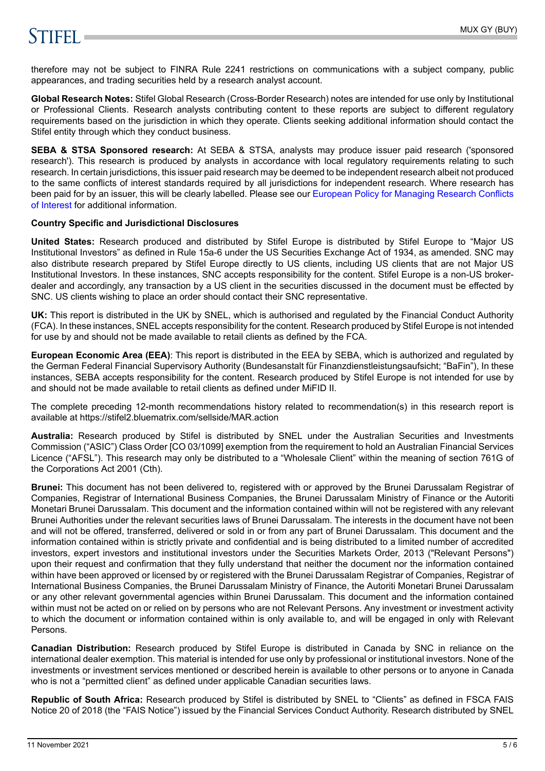therefore may not be subject to FINRA Rule 2241 restrictions on communications with a subject company, public appearances, and trading securities held by a research analyst account.

**Global Research Notes:** Stifel Global Research (Cross-Border Research) notes are intended for use only by Institutional or Professional Clients. Research analysts contributing content to these reports are subject to different regulatory requirements based on the jurisdiction in which they operate. Clients seeking additional information should contact the Stifel entity through which they conduct business.

**SEBA & STSA Sponsored research:** At SEBA & STSA, analysts may produce issuer paid research ('sponsored research'). This research is produced by analysts in accordance with local regulatory requirements relating to such research. In certain jurisdictions, this issuer paid research may be deemed to be independent research albeit not produced to the same conflicts of interest standards required by all jurisdictions for independent research. Where research has been paid for by an issuer, this will be clearly labelled. Please see our European Policy for Managing Research Conflicts of Interest for additional information.

**Country Specific and Jurisdictional Disclosures**

**United States:** Research produced and distributed by Stifel Europe is distributed by Stifel Europe to "Major US Institutional Investors" as defined in Rule 15a-6 under the US Securities Exchange Act of 1934, as amended. SNC may also distribute research prepared by Stifel Europe directly to US clients, including US clients that are not Major US Institutional Investors. In these instances, SNC accepts responsibility for the content. Stifel Europe is a non-US broker-dealer and accordingly, any transaction by a US client in the securities discussed in the document must be effected by SNC. US clients wishing to place an order should contact their SNC representative.

**UK:** This report is distributed in the UK by SNEL, which is authorised and regulated by the Financial Conduct Authority (FCA). In these instances, SNEL accepts responsibility for the content. Research produced by Stifel Europe is not intended for use by and should not be made available to retail clients as defined by the FCA.

**European Economic Area (EEA)**: This report is distributed in the EEA by SEBA, which is authorized and regulated by the German Federal Financial Supervisory Authority (Bundesanstalt für Finanzdienstleistungsaufsicht; "BaFin"), In these instances, SEBA accepts responsibility for the content. Research produced by Stifel Europe is not intended for use by and should not be made available to retail clients as defined under MiFID II.

The complete preceding 12-month recommendations history related to recommendation(s) in this research report is available at https://stifel2.bluematrix.com/sellside/MAR.action

**Australia:** Research produced by Stifel is distributed by SNEL under the Australian Securities and Investments Commission ("ASIC") Class Order [CO 03/1099] exemption from the requirement to hold an Australian Financial Services Licence ("AFSL"). This research may only be distributed to a "Wholesale Client" within the meaning of section 761G of the Corporations Act 2001 (Cth).

**Brunei:** This document has not been delivered to, registered with or approved by the Brunei Darussalam Registrar of Companies, Registrar of International Business Companies, the Brunei Darussalam Ministry of Finance or the Autoriti Monetari Brunei Darussalam. This document and the information contained within will not be registered with any relevant Brunei Authorities under the relevant securities laws of Brunei Darussalam. The interests in the document have not been and will not be offered, transferred, delivered or sold in or from any part of Brunei Darussalam. This document and the information contained within is strictly private and confidential and is being distributed to a limited number of accredited investors, expert investors and institutional investors under the Securities Markets Order, 2013 ("Relevant Persons") upon their request and confirmation that they fully understand that neither the document nor the information contained within have been approved or licensed by or registered with the Brunei Darussalam Registrar of Companies, Registrar of International Business Companies, the Brunei Darussalam Ministry of Finance, the Autoriti Monetari Brunei Darussalam or any other relevant governmental agencies within Brunei Darussalam. This document and the information contained within must not be acted on or relied on by persons who are not Relevant Persons. Any investment or investment activity to which the document or information contained within is only available to, and will be engaged in only with Relevant Persons.

**Canadian Distribution:** Research produced by Stifel Europe is distributed in Canada by SNC in reliance on the international dealer exemption. This material is intended for use only by professional or institutional investors. None of the investments or investment services mentioned or described herein is available to other persons or to anyone in Canada who is not a "permitted client" as defined under applicable Canadian securities laws.

**Republic of South Africa:** Research produced by Stifel is distributed by SNEL to "Clients" as defined in FSCA FAIS Notice 20 of 2018 (the "FAIS Notice") issued by the Financial Services Conduct Authority. Research distributed by SNEL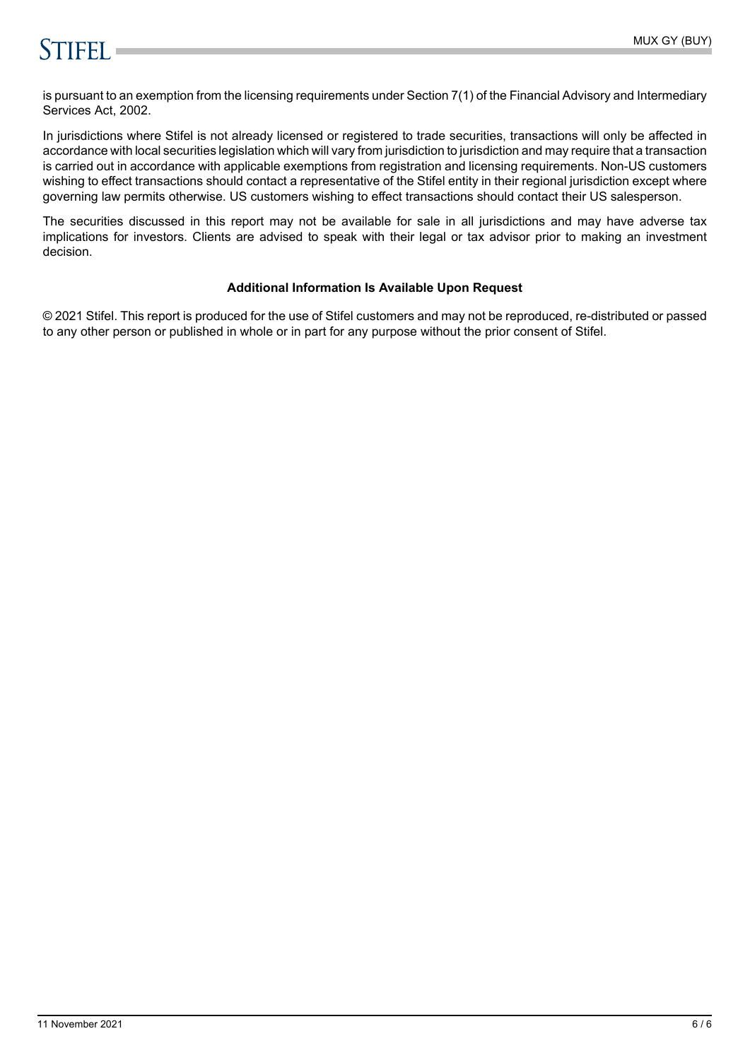is pursuant to an exemption from the licensing requirements under Section 7(1) of the Financial Advisory and Intermediary Services Act, 2002.

In jurisdictions where Stifel is not already licensed or registered to trade securities, transactions will only be affected in accordance with local securities legislation which will vary from jurisdiction to jurisdiction and may require that a transaction is carried out in accordance with applicable exemptions from registration and licensing requirements. Non-US customers wishing to effect transactions should contact a representative of the Stifel entity in their regional jurisdiction except where governing law permits otherwise. US customers wishing to effect transactions should contact their US salesperson.

The securities discussed in this report may not be available for sale in all jurisdictions and may have adverse tax implications for investors. Clients are advised to speak with their legal or tax advisor prior to making an investment decision.

**Additional Information Is Available Upon Request**

© 2021 Stifel. This report is produced for the use of Stifel customers and may not be reproduced, re-distributed or passed to any other person or published in whole or in part for any purpose without the prior consent of Stifel.